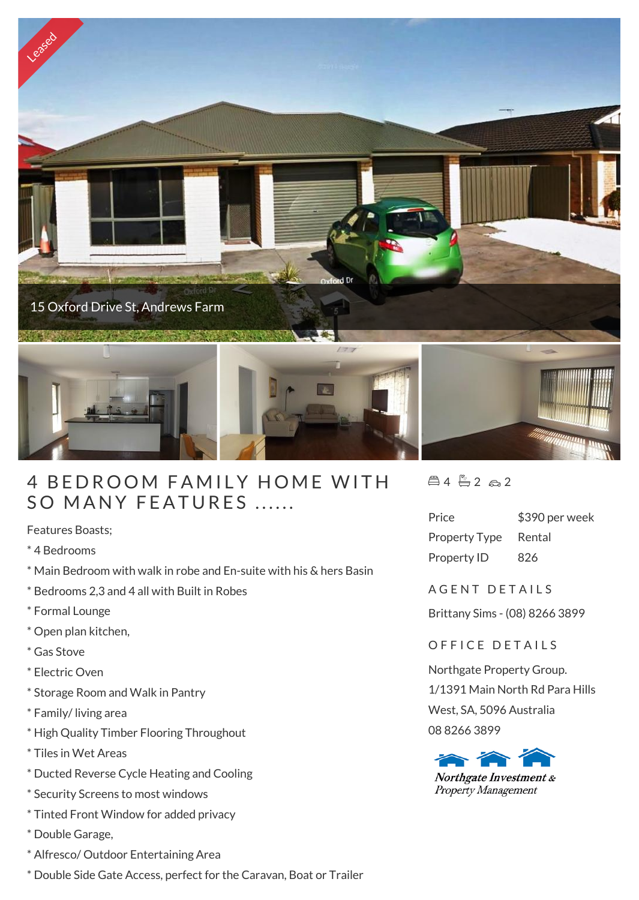Leased

15 Oxford Drive St, Andrews Farm

# 4 BEDROOM FAMILY HOME WITH SO MANY FEATURES ......

Features Boasts;

* 4 Bedrooms
* Main Bedroom with walk in robe and En-suite with his & hers Basin
* Bedrooms 2,3 and 4 all with Built in Robes
* Formal Lounge
* Open plan kitchen,
* Gas Stove
* Electric Oven
* Storage Room and Walk in Pantry
* Family/ living area
* High Quality Timber Flooring Throughout
* Tiles in Wet Areas
* Ducted Reverse Cycle Heating and Cooling
* Security Screens to most windows
* Tinted Front Window for added privacy
* Double Garage,
* Alfresco/ Outdoor Entertaining Area
* Double Side Gate Access, perfect for the Caravan, Boat or Trailer

4 2 2

| | |
|---|---|
| Price | $390 per week |
| Property Type | Rental |
| Property ID | 826 |

## AGENT DETAILS

Brittany Sims - (08) 8266 3899

## OFFICE DETAILS

Northgate Property Group.
1/1391 Main North Rd Para Hills West, SA, 5096 Australia
08 8266 3899

Northgate Investment & Property Management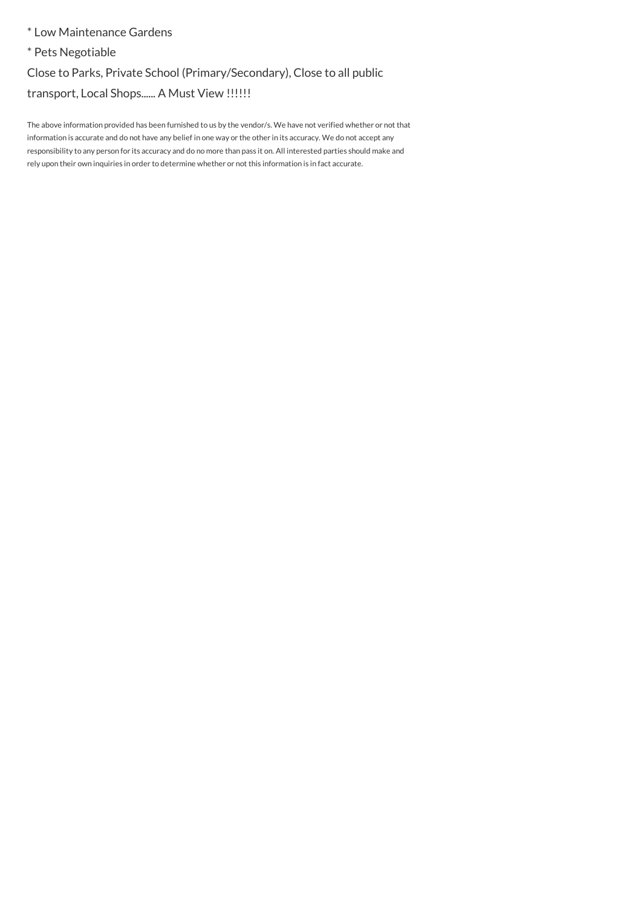* Low Maintenance Gardens

* Pets Negotiable

Close to Parks, Private School (Primary/Secondary), Close to all public transport, Local Shops...... A Must View !!!!!!

The above information provided has been furnished to us by the vendor/s. We have not verified whether or not that information is accurate and do not have any belief in one way or the other in its accuracy. We do not accept any responsibility to any person for its accuracy and do no more than pass it on. All interested parties should make and rely upon their own inquiries in order to determine whether or not this information is in fact accurate.